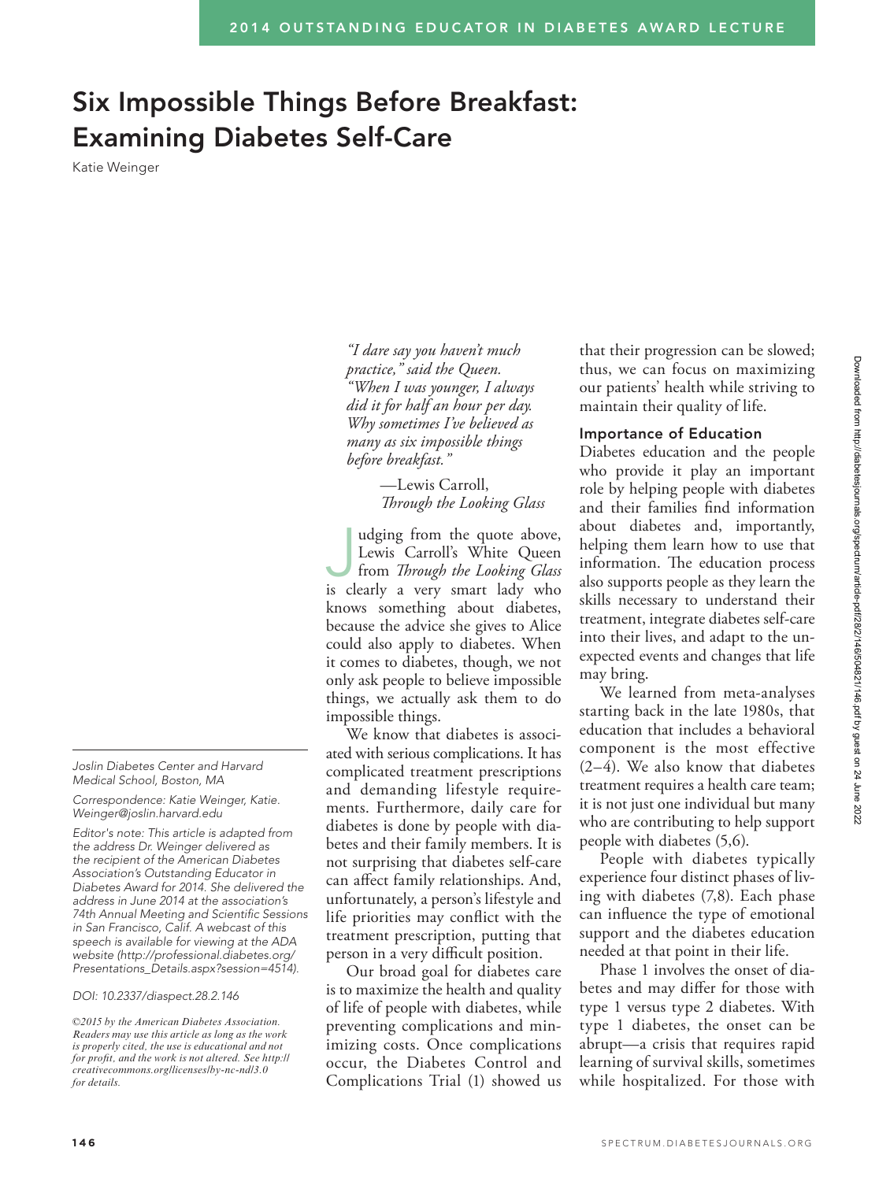# Six Impossible Things Before Breakfast: Examining Diabetes Self-Care

Katie Weinger

> *"I dare say you haven't much practice," said the Queen. "When I was younger, I always did it for half an hour per day. Why sometimes I've believed as many as six impossible things before breakfast."*
>
> —Lewis Carroll, *Through the Looking Glass*

Judging from the quote above, Lewis Carroll's White Queen from *Through the Looking Glass* is clearly a very smart lady who knows something about diabetes, because the advice she gives to Alice could also apply to diabetes. When it comes to diabetes, though, we not only ask people to believe impossible things, we actually ask them to do impossible things.

We know that diabetes is associated with serious complications. It has complicated treatment prescriptions and demanding lifestyle requirements. Furthermore, daily care for diabetes is done by people with diabetes and their family members. It is not surprising that diabetes self-care can affect family relationships. And, unfortunately, a person's lifestyle and life priorities may conflict with the treatment prescription, putting that person in a very difficult position.

Our broad goal for diabetes care is to maximize the health and quality of life of people with diabetes, while preventing complications and minimizing costs. Once complications occur, the Diabetes Control and Complications Trial (1) showed us that their progression can be slowed; thus, we can focus on maximizing our patients' health while striving to maintain their quality of life.

## Importance of Education

Diabetes education and the people who provide it play an important role by helping people with diabetes and their families find information about diabetes and, importantly, helping them learn how to use that information. The education process also supports people as they learn the skills necessary to understand their treatment, integrate diabetes self-care into their lives, and adapt to the unexpected events and changes that life may bring.

We learned from meta-analyses starting back in the late 1980s, that education that includes a behavioral component is the most effective (2–4). We also know that diabetes treatment requires a health care team; it is not just one individual but many who are contributing to help support people with diabetes (5,6).

People with diabetes typically experience four distinct phases of living with diabetes (7,8). Each phase can influence the type of emotional support and the diabetes education needed at that point in their life.

Phase 1 involves the onset of diabetes and may differ for those with type 1 versus type 2 diabetes. With type 1 diabetes, the onset can be abrupt—a crisis that requires rapid learning of survival skills, sometimes while hospitalized. For those with

---

Joslin Diabetes Center and Harvard Medical School, Boston, MA

Correspondence: Katie Weinger, Katie.Weinger@joslin.harvard.edu

*Editor's note: This article is adapted from the address Dr. Weinger delivered as the recipient of the American Diabetes Association's Outstanding Educator in Diabetes Award for 2014. She delivered the address in June 2014 at the association's 74th Annual Meeting and Scientific Sessions in San Francisco, Calif. A webcast of this speech is available for viewing at the ADA website (http://professional.diabetes.org/Presentations_Details.aspx?session=4514).*

DOI: 10.2337/diaspect.28.2.146

*©2015 by the American Diabetes Association. Readers may use this article as long as the work is properly cited, the use is educational and not for profit, and the work is not altered. See http://creativecommons.org/licenses/by-nc-nd/3.0 for details.*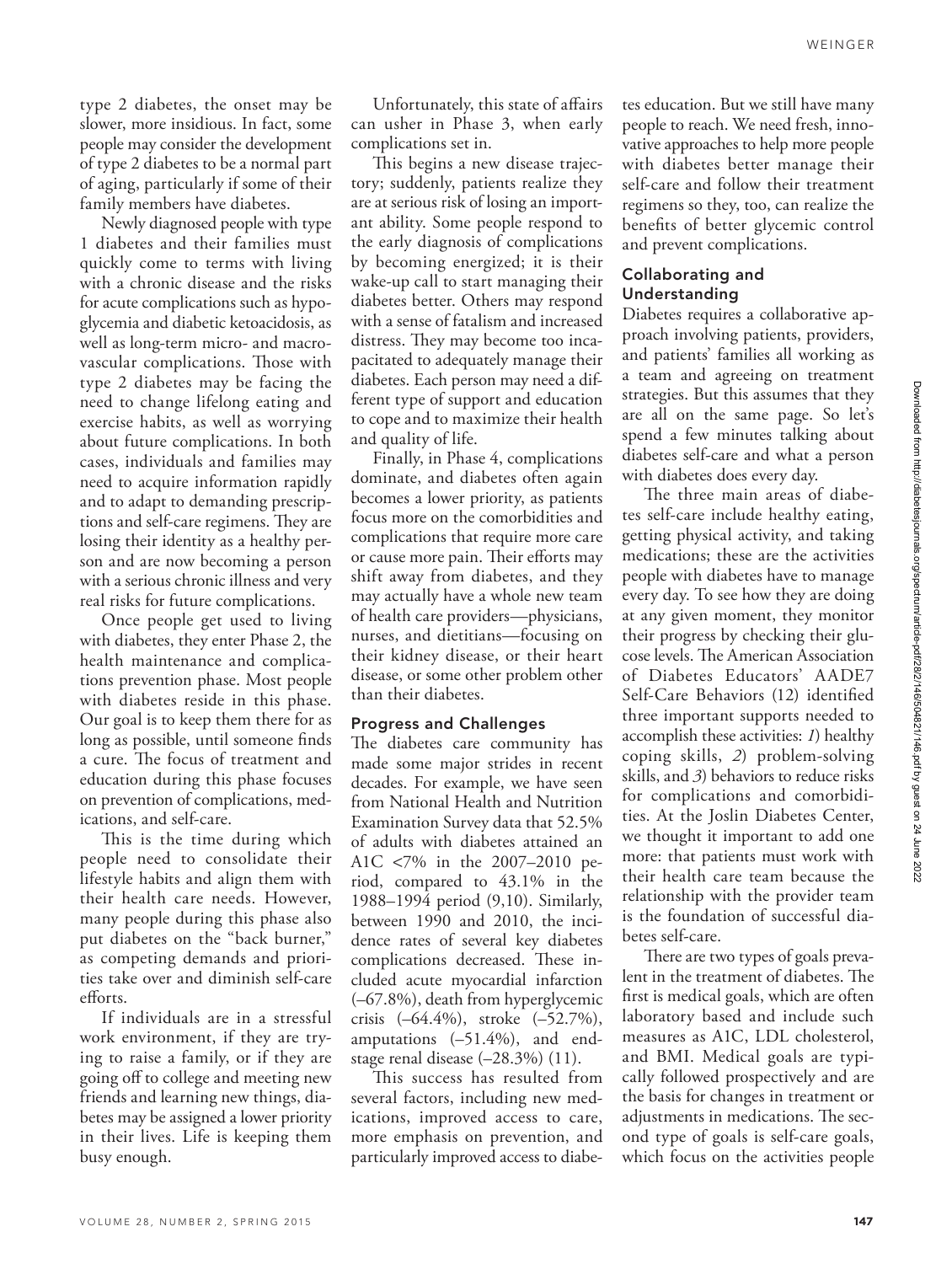type 2 diabetes, the onset may be slower, more insidious. In fact, some people may consider the development of type 2 diabetes to be a normal part of aging, particularly if some of their family members have diabetes.

Newly diagnosed people with type 1 diabetes and their families must quickly come to terms with living with a chronic disease and the risks for acute complications such as hypoglycemia and diabetic ketoacidosis, as well as long-term micro- and macrovascular complications. Those with type 2 diabetes may be facing the need to change lifelong eating and exercise habits, as well as worrying about future complications. In both cases, individuals and families may need to acquire information rapidly and to adapt to demanding prescriptions and self-care regimens. They are losing their identity as a healthy person and are now becoming a person with a serious chronic illness and very real risks for future complications.

Once people get used to living with diabetes, they enter Phase 2, the health maintenance and complications prevention phase. Most people with diabetes reside in this phase. Our goal is to keep them there for as long as possible, until someone finds a cure. The focus of treatment and education during this phase focuses on prevention of complications, medications, and self-care.

This is the time during which people need to consolidate their lifestyle habits and align them with their health care needs. However, many people during this phase also put diabetes on the "back burner," as competing demands and priorities take over and diminish self-care efforts.

If individuals are in a stressful work environment, if they are trying to raise a family, or if they are going off to college and meeting new friends and learning new things, diabetes may be assigned a lower priority in their lives. Life is keeping them busy enough.

Unfortunately, this state of affairs can usher in Phase 3, when early complications set in.

This begins a new disease trajectory; suddenly, patients realize they are at serious risk of losing an important ability. Some people respond to the early diagnosis of complications by becoming energized; it is their wake-up call to start managing their diabetes better. Others may respond with a sense of fatalism and increased distress. They may become too incapacitated to adequately manage their diabetes. Each person may need a different type of support and education to cope and to maximize their health and quality of life.

Finally, in Phase 4, complications dominate, and diabetes often again becomes a lower priority, as patients focus more on the comorbidities and complications that require more care or cause more pain. Their efforts may shift away from diabetes, and they may actually have a whole new team of health care providers—physicians, nurses, and dietitians—focusing on their kidney disease, or their heart disease, or some other problem other than their diabetes.

### Progress and Challenges

The diabetes care community has made some major strides in recent decades. For example, we have seen from National Health and Nutrition Examination Survey data that 52.5% of adults with diabetes attained an A1C <7% in the 2007–2010 period, compared to 43.1% in the 1988–1994 period (9,10). Similarly, between 1990 and 2010, the incidence rates of several key diabetes complications decreased. These included acute myocardial infarction (–67.8%), death from hyperglycemic crisis (–64.4%), stroke (–52.7%), amputations (–51.4%), and end-stage renal disease (–28.3%) (11).

This success has resulted from several factors, including new medications, improved access to care, more emphasis on prevention, and particularly improved access to diabetes education. But we still have many people to reach. We need fresh, innovative approaches to help more people with diabetes better manage their self-care and follow their treatment regimens so they, too, can realize the benefits of better glycemic control and prevent complications.

### Collaborating and Understanding

Diabetes requires a collaborative approach involving patients, providers, and patients' families all working as a team and agreeing on treatment strategies. But this assumes that they are all on the same page. So let's spend a few minutes talking about diabetes self-care and what a person with diabetes does every day.

The three main areas of diabetes self-care include healthy eating, getting physical activity, and taking medications; these are the activities people with diabetes have to manage every day. To see how they are doing at any given moment, they monitor their progress by checking their glucose levels. The American Association of Diabetes Educators' AADE7 Self-Care Behaviors (12) identified three important supports needed to accomplish these activities: *1*) healthy coping skills, *2*) problem-solving skills, and *3*) behaviors to reduce risks for complications and comorbidities. At the Joslin Diabetes Center, we thought it important to add one more: that patients must work with their health care team because the relationship with the provider team is the foundation of successful diabetes self-care.

There are two types of goals prevalent in the treatment of diabetes. The first is medical goals, which are often laboratory based and include such measures as A1C, LDL cholesterol, and BMI. Medical goals are typically followed prospectively and are the basis for changes in treatment or adjustments in medications. The second type of goals is self-care goals, which focus on the activities people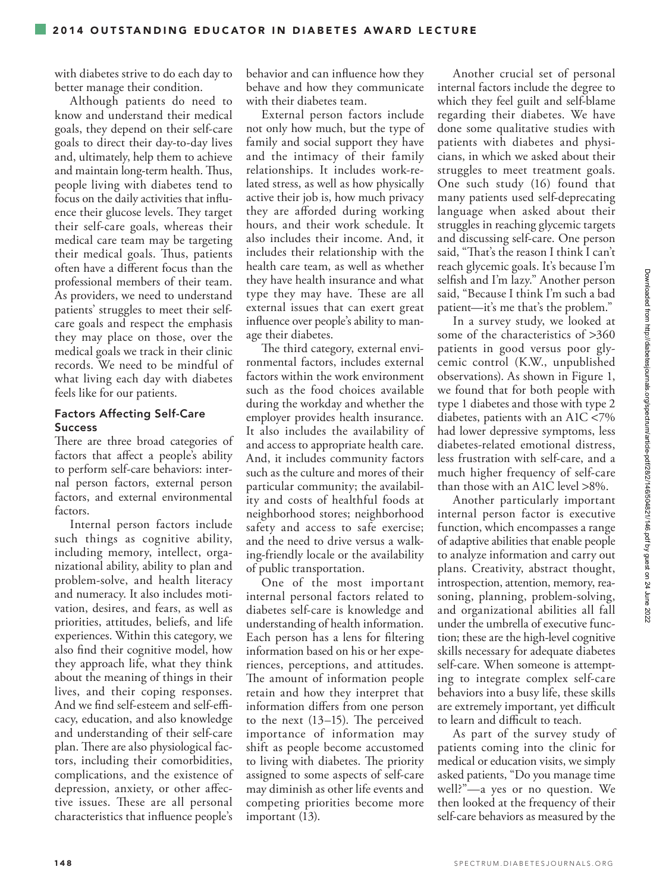with diabetes strive to do each day to better manage their condition.

Although patients do need to know and understand their medical goals, they depend on their self-care goals to direct their day-to-day lives and, ultimately, help them to achieve and maintain long-term health. Thus, people living with diabetes tend to focus on the daily activities that influence their glucose levels. They target their self-care goals, whereas their medical care team may be targeting their medical goals. Thus, patients often have a different focus than the professional members of their team. As providers, we need to understand patients' struggles to meet their self-care goals and respect the emphasis they may place on those, over the medical goals we track in their clinic records. We need to be mindful of what living each day with diabetes feels like for our patients.

### Factors Affecting Self-Care Success

There are three broad categories of factors that affect a people's ability to perform self-care behaviors: internal person factors, external person factors, and external environmental factors.

Internal person factors include such things as cognitive ability, including memory, intellect, organizational ability, ability to plan and problem-solve, and health literacy and numeracy. It also includes motivation, desires, and fears, as well as priorities, attitudes, beliefs, and life experiences. Within this category, we also find their cognitive model, how they approach life, what they think about the meaning of things in their lives, and their coping responses. And we find self-esteem and self-efficacy, education, and also knowledge and understanding of their self-care plan. There are also physiological factors, including their comorbidities, complications, and the existence of depression, anxiety, or other affective issues. These are all personal characteristics that influence people's behavior and can influence how they behave and how they communicate with their diabetes team.

External person factors include not only how much, but the type of family and social support they have and the intimacy of their family relationships. It includes work-related stress, as well as how physically active their job is, how much privacy they are afforded during working hours, and their work schedule. It also includes their income. And, it includes their relationship with the health care team, as well as whether they have health insurance and what type they may have. These are all external issues that can exert great influence over people's ability to manage their diabetes.

The third category, external environmental factors, includes external factors within the work environment such as the food choices available during the workday and whether the employer provides health insurance. It also includes the availability of and access to appropriate health care. And, it includes community factors such as the culture and mores of their particular community; the availability and costs of healthful foods at neighborhood stores; neighborhood safety and access to safe exercise; and the need to drive versus a walking-friendly locale or the availability of public transportation.

One of the most important internal personal factors related to diabetes self-care is knowledge and understanding of health information. Each person has a lens for filtering information based on his or her experiences, perceptions, and attitudes. The amount of information people retain and how they interpret that information differs from one person to the next (13–15). The perceived importance of information may shift as people become accustomed to living with diabetes. The priority assigned to some aspects of self-care may diminish as other life events and competing priorities become more important (13).

Another crucial set of personal internal factors include the degree to which they feel guilt and self-blame regarding their diabetes. We have done some qualitative studies with patients with diabetes and physicians, in which we asked about their struggles to meet treatment goals. One such study (16) found that many patients used self-deprecating language when asked about their struggles in reaching glycemic targets and discussing self-care. One person said, "That's the reason I think I can't reach glycemic goals. It's because I'm selfish and I'm lazy." Another person said, "Because I think I'm such a bad patient—it's me that's the problem."

In a survey study, we looked at some of the characteristics of >360 patients in good versus poor glycemic control (K.W., unpublished observations). As shown in Figure 1, we found that for both people with type 1 diabetes and those with type 2 diabetes, patients with an A1C <7% had lower depressive symptoms, less diabetes-related emotional distress, less frustration with self-care, and a much higher frequency of self-care than those with an A1C level >8%.

Another particularly important internal person factor is executive function, which encompasses a range of adaptive abilities that enable people to analyze information and carry out plans. Creativity, abstract thought, introspection, attention, memory, reasoning, planning, problem-solving, and organizational abilities all fall under the umbrella of executive function; these are the high-level cognitive skills necessary for adequate diabetes self-care. When someone is attempting to integrate complex self-care behaviors into a busy life, these skills are extremely important, yet difficult to learn and difficult to teach.

As part of the survey study of patients coming into the clinic for medical or education visits, we simply asked patients, "Do you manage time well?"—a yes or no question. We then looked at the frequency of their self-care behaviors as measured by the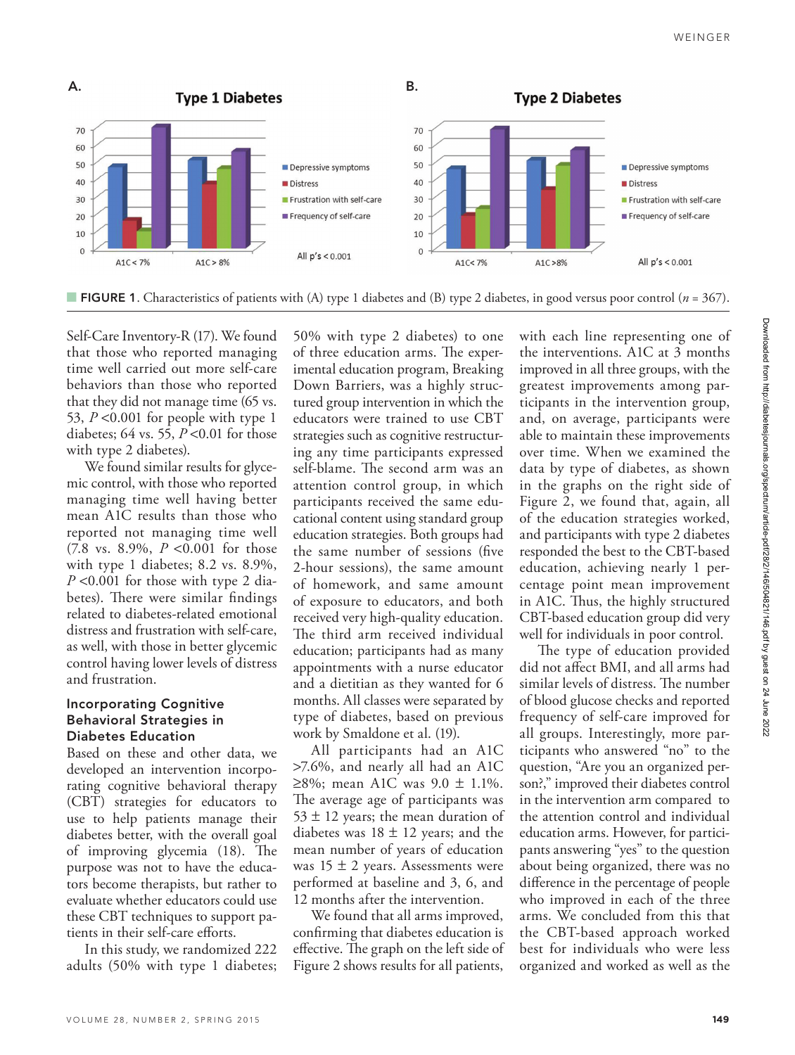FIGURE 1. Characteristics of patients with (A) type 1 diabetes and (B) type 2 diabetes, in good versus poor control ($n$ = 367).

Self-Care Inventory-R (17). We found that those who reported managing time well carried out more self-care behaviors than those who reported that they did not manage time (65 vs. 53, $P$ <0.001 for people with type 1 diabetes; 64 vs. 55, $P$ <0.01 for those with type 2 diabetes).

We found similar results for glycemic control, with those who reported managing time well having better mean A1C results than those who reported not managing time well (7.8 vs. 8.9%, $P$ <0.001 for those with type 1 diabetes; 8.2 vs. 8.9%, $P$ <0.001 for those with type 2 diabetes). There were similar findings related to diabetes-related emotional distress and frustration with self-care, as well, with those in better glycemic control having lower levels of distress and frustration.

### Incorporating Cognitive Behavioral Strategies in Diabetes Education

Based on these and other data, we developed an intervention incorporating cognitive behavioral therapy (CBT) strategies for educators to use to help patients manage their diabetes better, with the overall goal of improving glycemia (18). The purpose was not to have the educators become therapists, but rather to evaluate whether educators could use these CBT techniques to support patients in their self-care efforts.

In this study, we randomized 222 adults (50% with type 1 diabetes; 50% with type 2 diabetes) to one of three education arms. The experimental education program, Breaking Down Barriers, was a highly structured group intervention in which the educators were trained to use CBT strategies such as cognitive restructuring any time participants expressed self-blame. The second arm was an attention control group, in which participants received the same educational content using standard group education strategies. Both groups had the same number of sessions (five 2-hour sessions), the same amount of homework, and same amount of exposure to educators, and both received very high-quality education. The third arm received individual education; participants had as many appointments with a nurse educator and a dietitian as they wanted for 6 months. All classes were separated by type of diabetes, based on previous work by Smaldone et al. (19).

All participants had an A1C >7.6%, and nearly all had an A1C ≥8%; mean A1C was 9.0 ± 1.1%. The average age of participants was 53 ± 12 years; the mean duration of diabetes was 18 ± 12 years; and the mean number of years of education was 15 ± 2 years. Assessments were performed at baseline and 3, 6, and 12 months after the intervention.

We found that all arms improved, confirming that diabetes education is effective. The graph on the left side of Figure 2 shows results for all patients, with each line representing one of the interventions. A1C at 3 months improved in all three groups, with the greatest improvements among participants in the intervention group, and, on average, participants were able to maintain these improvements over time. When we examined the data by type of diabetes, as shown in the graphs on the right side of Figure 2, we found that, again, all of the education strategies worked, and participants with type 2 diabetes responded the best to the CBT-based education, achieving nearly 1 percentage point mean improvement in A1C. Thus, the highly structured CBT-based education group did very well for individuals in poor control.

The type of education provided did not affect BMI, and all arms had similar levels of distress. The number of blood glucose checks and reported frequency of self-care improved for all groups. Interestingly, more participants who answered "no" to the question, "Are you an organized person?," improved their diabetes control in the intervention arm compared to the attention control and individual education arms. However, for participants answering "yes" to the question about being organized, there was no difference in the percentage of people who improved in each of the three arms. We concluded from this that the CBT-based approach worked best for individuals who were less organized and worked as well as the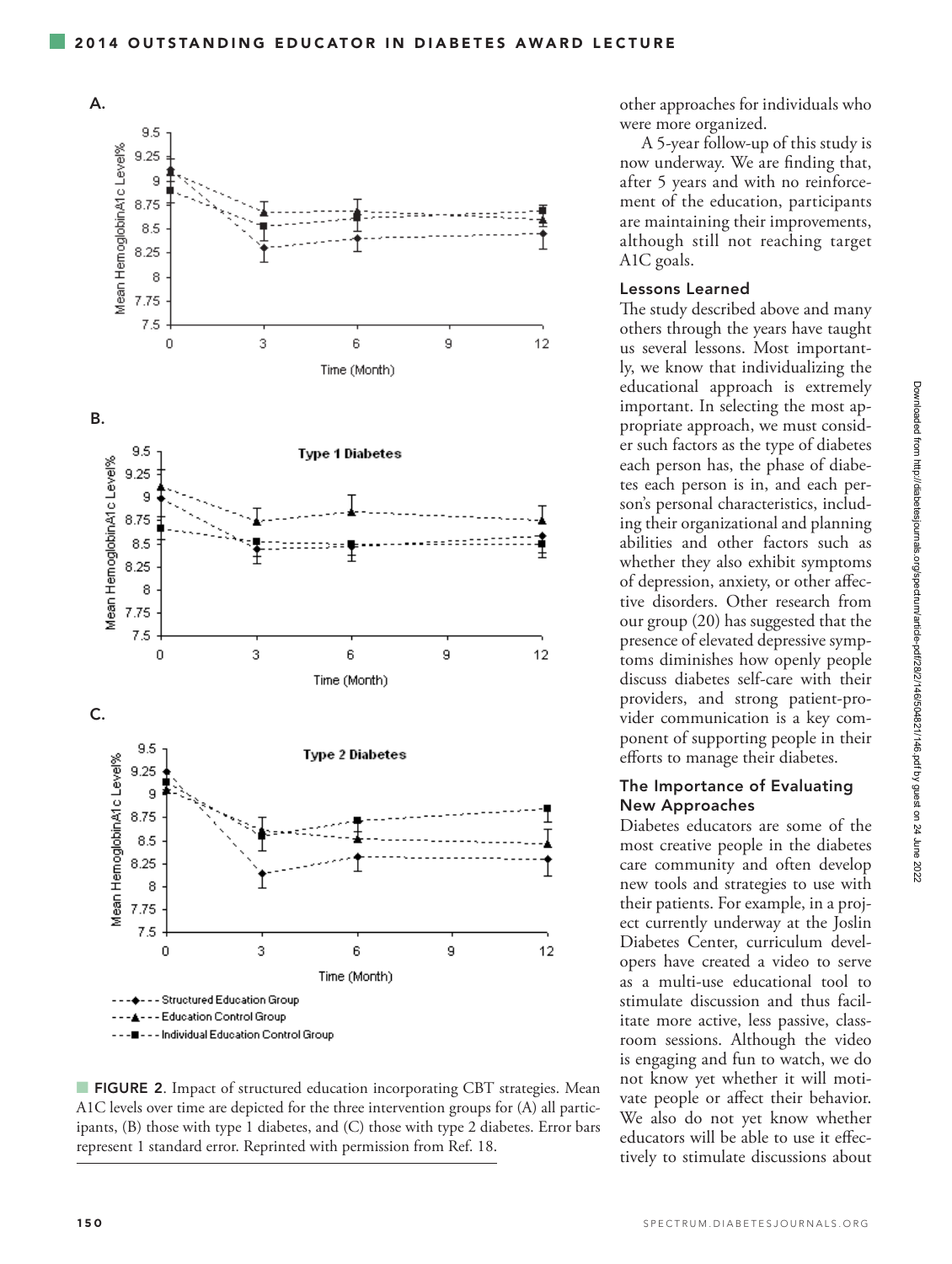other approaches for individuals who were more organized.

A 5-year follow-up of this study is now underway. We are finding that, after 5 years and with no reinforcement of the education, participants are maintaining their improvements, although still not reaching target A1C goals.

### Lessons Learned

The study described above and many others through the years have taught us several lessons. Most importantly, we know that individualizing the educational approach is extremely important. In selecting the most appropriate approach, we must consider such factors as the type of diabetes each person has, the phase of diabetes each person is in, and each person's personal characteristics, including their organizational and planning abilities and other factors such as whether they also exhibit symptoms of depression, anxiety, or other affective disorders. Other research from our group (20) has suggested that the presence of elevated depressive symptoms diminishes how openly people discuss diabetes self-care with their providers, and strong patient-provider communication is a key component of supporting people in their efforts to manage their diabetes.

### The Importance of Evaluating New Approaches

Diabetes educators are some of the most creative people in the diabetes care community and often develop new tools and strategies to use with their patients. For example, in a project currently underway at the Joslin Diabetes Center, curriculum developers have created a video to serve as a multi-use educational tool to stimulate discussion and thus facilitate more active, less passive, classroom sessions. Although the video is engaging and fun to watch, we do not know yet whether it will motivate people or affect their behavior. We also do not yet know whether educators will be able to use it effectively to stimulate discussions about

**FIGURE 2**. Impact of structured education incorporating CBT strategies. Mean A1C levels over time are depicted for the three intervention groups for (A) all participants, (B) those with type 1 diabetes, and (C) those with type 2 diabetes. Error bars represent 1 standard error. Reprinted with permission from Ref. 18.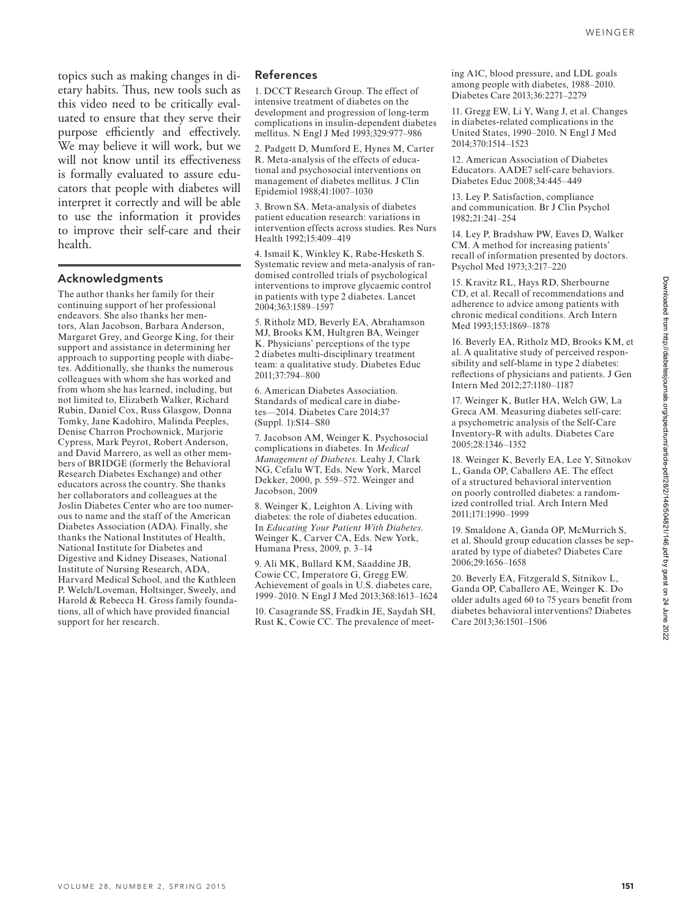topics such as making changes in dietary habits. Thus, new tools such as this video need to be critically evaluated to ensure that they serve their purpose efficiently and effectively. We may believe it will work, but we will not know until its effectiveness is formally evaluated to assure educators that people with diabetes will interpret it correctly and will be able to use the information it provides to improve their self-care and their health.

## Acknowledgments

The author thanks her family for their continuing support of her professional endeavors. She also thanks her mentors, Alan Jacobson, Barbara Anderson, Margaret Grey, and George King, for their support and assistance in determining her approach to supporting people with diabetes. Additionally, she thanks the numerous colleagues with whom she has worked and from whom she has learned, including, but not limited to, Elizabeth Walker, Richard Rubin, Daniel Cox, Russ Glasgow, Donna Tomky, Jane Kadohiro, Malinda Peeples, Denise Charron Prochownick, Marjorie Cypress, Mark Peyrot, Robert Anderson, and David Marrero, as well as other members of BRIDGE (formerly the Behavioral Research Diabetes Exchange) and other educators across the country. She thanks her collaborators and colleagues at the Joslin Diabetes Center who are too numerous to name and the staff of the American Diabetes Association (ADA). Finally, she thanks the National Institutes of Health, National Institute for Diabetes and Digestive and Kidney Diseases, National Institute of Nursing Research, ADA, Harvard Medical School, and the Kathleen P. Welch/Loveman, Holtsinger, Sweely, and Harold & Rebecca H. Gross family foundations, all of which have provided financial support for her research.

## References

1. DCCT Research Group. The effect of intensive treatment of diabetes on the development and progression of long-term complications in insulin-dependent diabetes mellitus. N Engl J Med 1993;329:977–986

2. Padgett D, Mumford E, Hynes M, Carter R. Meta-analysis of the effects of educational and psychosocial interventions on management of diabetes mellitus. J Clin Epidemiol 1988;41:1007–1030

3. Brown SA. Meta-analysis of diabetes patient education research: variations in intervention effects across studies. Res Nurs Health 1992;15:409–419

4. Ismail K, Winkley K, Rabe-Hesketh S. Systematic review and meta-analysis of randomised controlled trials of psychological interventions to improve glycaemic control in patients with type 2 diabetes. Lancet 2004;363:1589–1597

5. Ritholz MD, Beverly EA, Abrahamson MJ, Brooks KM, Hultgren BA, Weinger K. Physicians' perceptions of the type 2 diabetes multi-disciplinary treatment team: a qualitative study. Diabetes Educ 2011;37:794–800

6. American Diabetes Association. Standards of medical care in diabetes—2014. Diabetes Care 2014;37 (Suppl. 1):S14–S80

7. Jacobson AM, Weinger K. Psychosocial complications in diabetes. In *Medical Management of Diabetes*. Leahy J, Clark NG, Cefalu WT, Eds. New York, Marcel Dekker, 2000, p. 559–572. Weinger and Jacobson, 2009

8. Weinger K, Leighton A. Living with diabetes: the role of diabetes education. In *Educating Your Patient With Diabetes*. Weinger K, Carver CA, Eds. New York, Humana Press, 2009, p. 3–14

9. Ali MK, Bullard KM, Saaddine JB, Cowie CC, Imperatore G, Gregg EW. Achievement of goals in U.S. diabetes care, 1999–2010. N Engl J Med 2013;368:1613–1624

10. Casagrande SS, Fradkin JE, Saydah SH, Rust K, Cowie CC. The prevalence of meeting A1C, blood pressure, and LDL goals among people with diabetes, 1988–2010. Diabetes Care 2013;36:2271–2279

11. Gregg EW, Li Y, Wang J, et al. Changes in diabetes-related complications in the United States, 1990–2010. N Engl J Med 2014;370:1514–1523

12. American Association of Diabetes Educators. AADE7 self-care behaviors. Diabetes Educ 2008;34:445–449

13. Ley P. Satisfaction, compliance and communication. Br J Clin Psychol 1982;21:241–254

14. Ley P, Bradshaw PW, Eaves D, Walker CM. A method for increasing patients' recall of information presented by doctors. Psychol Med 1973;3:217–220

15. Kravitz RL, Hays RD, Sherbourne CD, et al. Recall of recommendations and adherence to advice among patients with chronic medical conditions. Arch Intern Med 1993;153:1869–1878

16. Beverly EA, Ritholz MD, Brooks KM, et al. A qualitative study of perceived responsibility and self-blame in type 2 diabetes: reflections of physicians and patients. J Gen Intern Med 2012;27:1180–1187

17. Weinger K, Butler HA, Welch GW, La Greca AM. Measuring diabetes self-care: a psychometric analysis of the Self-Care Inventory-R with adults. Diabetes Care 2005;28:1346–1352

18. Weinger K, Beverly EA, Lee Y, Sitnokov L, Ganda OP, Caballero AE. The effect of a structured behavioral intervention on poorly controlled diabetes: a randomized controlled trial. Arch Intern Med 2011;171:1990–1999

19. Smaldone A, Ganda OP, McMurrich S, et al. Should group education classes be separated by type of diabetes? Diabetes Care 2006;29:1656–1658

20. Beverly EA, Fitzgerald S, Sitnikov L, Ganda OP, Caballero AE, Weinger K. Do older adults aged 60 to 75 years benefit from diabetes behavioral interventions? Diabetes Care 2013;36:1501–1506